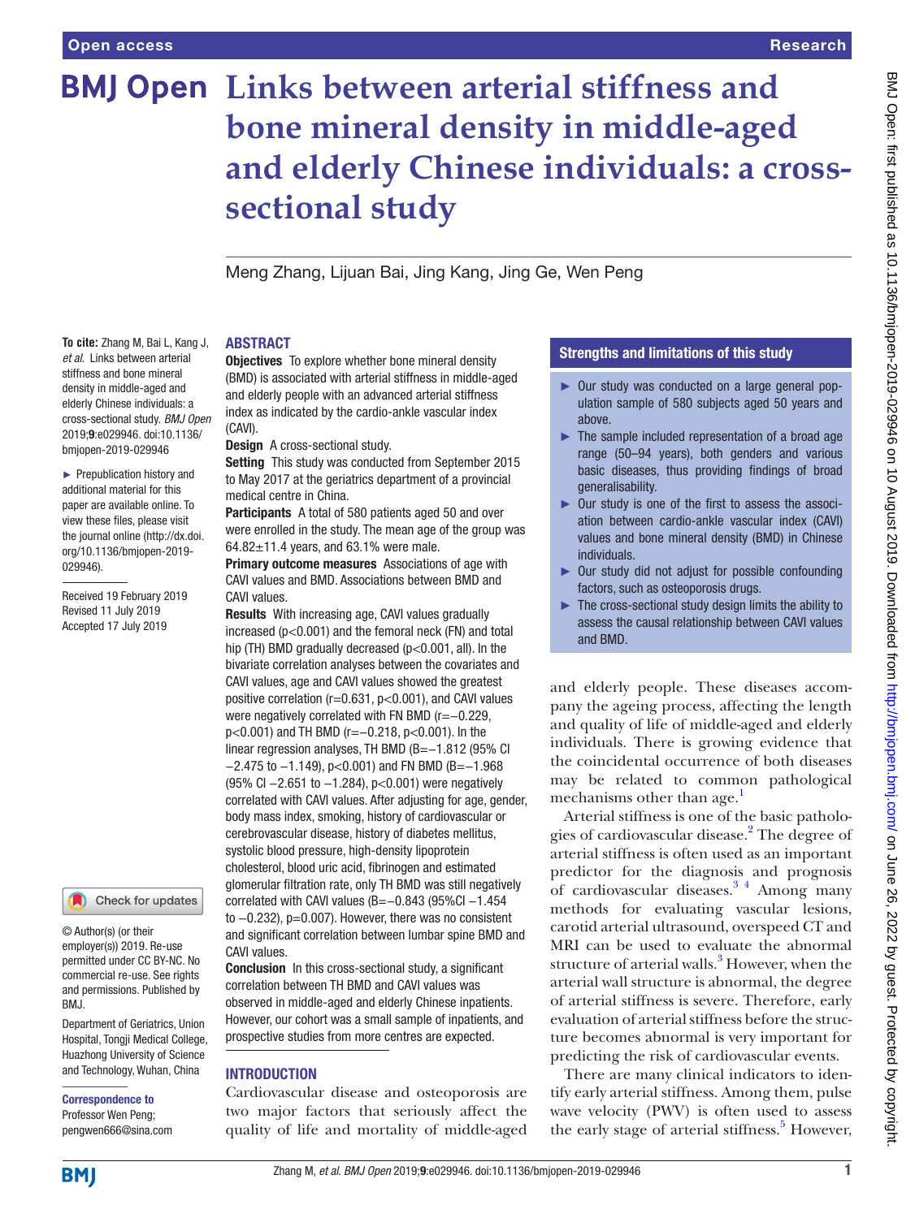# Links between arterial stiffness and bone mineral density in middle-aged and elderly Chinese individuals: a cross-sectional study

Meng Zhang, Lijuan Bai, Jing Kang, Jing Ge, Wen Peng

**To cite:** Zhang M, Bai L, Kang J, *et al*. Links between arterial stiffness and bone mineral density in middle-aged and elderly Chinese individuals: a cross-sectional study. *BMJ Open* 2019;**9**:e029946. doi:10.1136/bmjopen-2019-029946

► Prepublication history and additional material for this paper are available online. To view these files, please visit the journal online (http://dx.doi.org/10.1136/bmjopen-2019-029946).

Received 19 February 2019
Revised 11 July 2019
Accepted 17 July 2019

© Author(s) (or their employer(s)) 2019. Re-use permitted under CC BY-NC. No commercial re-use. See rights and permissions. Published by BMJ.

Department of Geriatrics, Union Hospital, Tongji Medical College, Huazhong University of Science and Technology, Wuhan, China

**Correspondence to**
Professor Wen Peng;
pengwen666@sina.com

## ABSTRACT

**Objectives** To explore whether bone mineral density (BMD) is associated with arterial stiffness in middle-aged and elderly people with an advanced arterial stiffness index as indicated by the cardio-ankle vascular index (CAVI).

**Design** A cross-sectional study.

**Setting** This study was conducted from September 2015 to May 2017 at the geriatrics department of a provincial medical centre in China.

**Participants** A total of 580 patients aged 50 and over were enrolled in the study. The mean age of the group was 64.82±11.4 years, and 63.1% were male.

**Primary outcome measures** Associations of age with CAVI values and BMD. Associations between BMD and CAVI values.

**Results** With increasing age, CAVI values gradually increased ($p<0.001$) and the femoral neck (FN) and total hip (TH) BMD gradually decreased ($p<0.001$, all). In the bivariate correlation analyses between the covariates and CAVI values, age and CAVI values showed the greatest positive correlation ($r=0.631$, $p<0.001$), and CAVI values were negatively correlated with FN BMD ($r=-0.229$, $p<0.001$) and TH BMD ($r=-0.218$, $p<0.001$). In the linear regression analyses, TH BMD (B=−1.812 (95% CI −2.475 to −1.149), $p<0.001$) and FN BMD (B=−1.968 (95% CI −2.651 to −1.284), $p<0.001$) were negatively correlated with CAVI values. After adjusting for age, gender, body mass index, smoking, history of cardiovascular or cerebrovascular disease, history of diabetes mellitus, systolic blood pressure, high-density lipoprotein cholesterol, blood uric acid, fibrinogen and estimated glomerular filtration rate, only TH BMD was still negatively correlated with CAVI values (B=−0.843 (95%CI −1.454 to −0.232), $p=0.007$). However, there was no consistent and significant correlation between lumbar spine BMD and CAVI values.

**Conclusion** In this cross-sectional study, a significant correlation between TH BMD and CAVI values was observed in middle-aged and elderly Chinese inpatients. However, our cohort was a small sample of inpatients, and prospective studies from more centres are expected.

### Strengths and limitations of this study

- ► Our study was conducted on a large general population sample of 580 subjects aged 50 years and above.
- ► The sample included representation of a broad age range (50–94 years), both genders and various basic diseases, thus providing findings of broad generalisability.
- ► Our study is one of the first to assess the association between cardio-ankle vascular index (CAVI) values and bone mineral density (BMD) in Chinese individuals.
- ► Our study did not adjust for possible confounding factors, such as osteoporosis drugs.
- ► The cross-sectional study design limits the ability to assess the causal relationship between CAVI values and BMD.

## INTRODUCTION

Cardiovascular disease and osteoporosis are two major factors that seriously affect the quality of life and mortality of middle-aged and elderly people. These diseases accompany the ageing process, affecting the length and quality of life of middle-aged and elderly individuals. There is growing evidence that the coincidental occurrence of both diseases may be related to common pathological mechanisms other than age.[1]

Arterial stiffness is one of the basic pathologies of cardiovascular disease.[2] The degree of arterial stiffness is often used as an important predictor for the diagnosis and prognosis of cardiovascular diseases.[3 4] Among many methods for evaluating vascular lesions, carotid arterial ultrasound, overspeed CT and MRI can be used to evaluate the abnormal structure of arterial walls.[3] However, when the arterial wall structure is abnormal, the degree of arterial stiffness is severe. Therefore, early evaluation of arterial stiffness before the structure becomes abnormal is very important for predicting the risk of cardiovascular events.

There are many clinical indicators to identify early arterial stiffness. Among them, pulse wave velocity (PWV) is often used to assess the early stage of arterial stiffness.[5] However,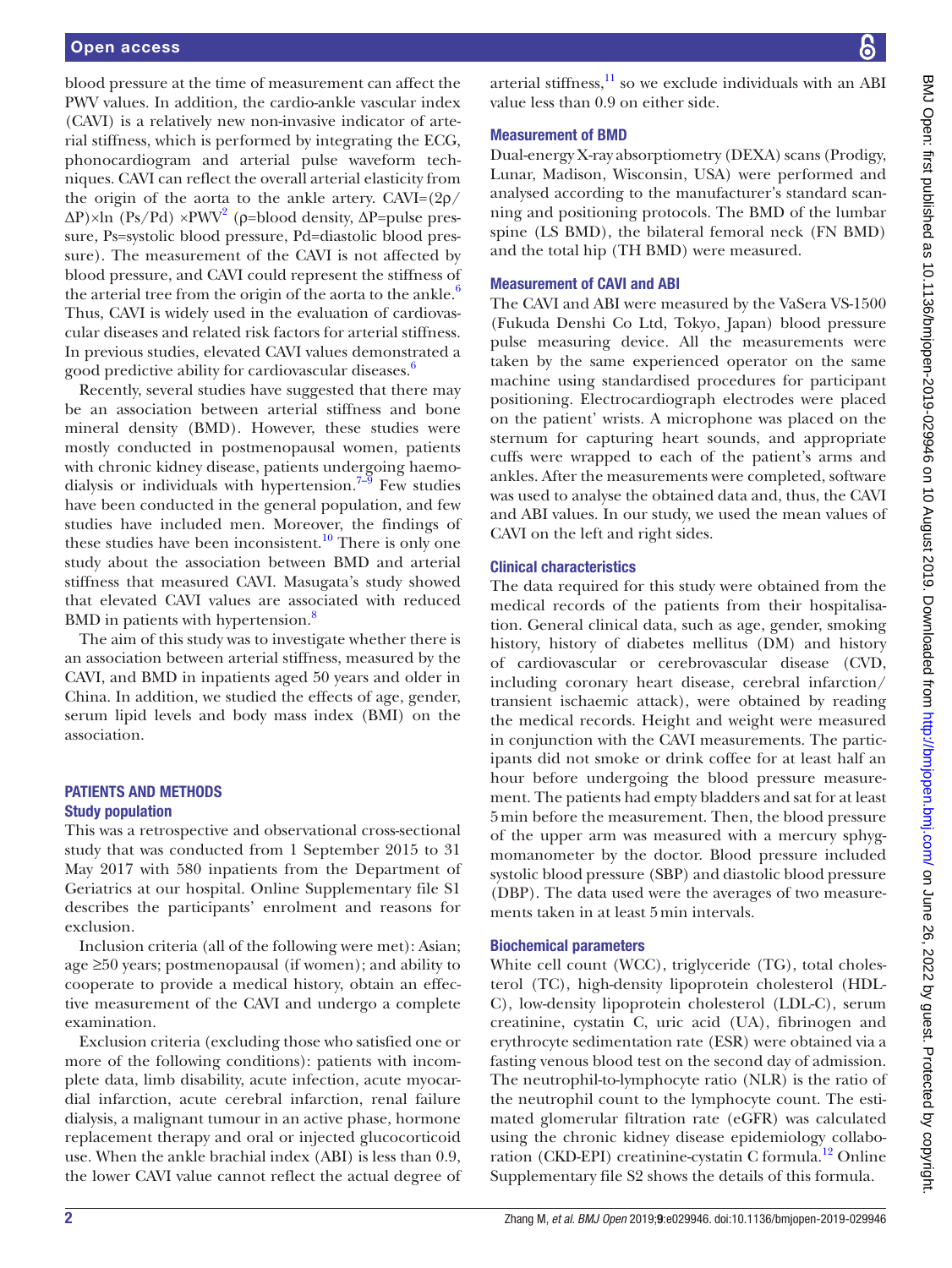blood pressure at the time of measurement can affect the PWV values. In addition, the cardio-ankle vascular index (CAVI) is a relatively new non-invasive indicator of arterial stiffness, which is performed by integrating the ECG, phonocardiogram and arterial pulse waveform techniques. CAVI can reflect the overall arterial elasticity from the origin of the aorta to the ankle artery. CAVI=$(2\rho/\Delta P)\times \ln(Ps/Pd)\times PWV^2$ (ρ=blood density, ΔP=pulse pressure, Ps=systolic blood pressure, Pd=diastolic blood pressure). The measurement of the CAVI is not affected by blood pressure, and CAVI could represent the stiffness of the arterial tree from the origin of the aorta to the ankle.[6] Thus, CAVI is widely used in the evaluation of cardiovascular diseases and related risk factors for arterial stiffness. In previous studies, elevated CAVI values demonstrated a good predictive ability for cardiovascular diseases.[6]

Recently, several studies have suggested that there may be an association between arterial stiffness and bone mineral density (BMD). However, these studies were mostly conducted in postmenopausal women, patients with chronic kidney disease, patients undergoing haemodialysis or individuals with hypertension.[7–9] Few studies have been conducted in the general population, and few studies have included men. Moreover, the findings of these studies have been inconsistent.[10] There is only one study about the association between BMD and arterial stiffness that measured CAVI. Masugata's study showed that elevated CAVI values are associated with reduced BMD in patients with hypertension.[8]

The aim of this study was to investigate whether there is an association between arterial stiffness, measured by the CAVI, and BMD in inpatients aged 50 years and older in China. In addition, we studied the effects of age, gender, serum lipid levels and body mass index (BMI) on the association.

## PATIENTS AND METHODS

### Study population

This was a retrospective and observational cross-sectional study that was conducted from 1 September 2015 to 31 May 2017 with 580 inpatients from the Department of Geriatrics at our hospital. Online Supplementary file S1 describes the participants' enrolment and reasons for exclusion.

Inclusion criteria (all of the following were met): Asian; age ≥50 years; postmenopausal (if women); and ability to cooperate to provide a medical history, obtain an effective measurement of the CAVI and undergo a complete examination.

Exclusion criteria (excluding those who satisfied one or more of the following conditions): patients with incomplete data, limb disability, acute infection, acute myocardial infarction, acute cerebral infarction, renal failure dialysis, a malignant tumour in an active phase, hormone replacement therapy and oral or injected glucocorticoid use. When the ankle brachial index (ABI) is less than 0.9, the lower CAVI value cannot reflect the actual degree of arterial stiffness,[11] so we exclude individuals with an ABI value less than 0.9 on either side.

### Measurement of BMD

Dual-energy X-ray absorptiometry (DEXA) scans (Prodigy, Lunar, Madison, Wisconsin, USA) were performed and analysed according to the manufacturer's standard scanning and positioning protocols. The BMD of the lumbar spine (LS BMD), the bilateral femoral neck (FN BMD) and the total hip (TH BMD) were measured.

### Measurement of CAVI and ABI

The CAVI and ABI were measured by the VaSera VS-1500 (Fukuda Denshi Co Ltd, Tokyo, Japan) blood pressure pulse measuring device. All the measurements were taken by the same experienced operator on the same machine using standardised procedures for participant positioning. Electrocardiograph electrodes were placed on the patient' wrists. A microphone was placed on the sternum for capturing heart sounds, and appropriate cuffs were wrapped to each of the patient's arms and ankles. After the measurements were completed, software was used to analyse the obtained data and, thus, the CAVI and ABI values. In our study, we used the mean values of CAVI on the left and right sides.

### Clinical characteristics

The data required for this study were obtained from the medical records of the patients from their hospitalisation. General clinical data, such as age, gender, smoking history, history of diabetes mellitus (DM) and history of cardiovascular or cerebrovascular disease (CVD, including coronary heart disease, cerebral infarction/transient ischaemic attack), were obtained by reading the medical records. Height and weight were measured in conjunction with the CAVI measurements. The participants did not smoke or drink coffee for at least half an hour before undergoing the blood pressure measurement. The patients had empty bladders and sat for at least 5 min before the measurement. Then, the blood pressure of the upper arm was measured with a mercury sphygmomanometer by the doctor. Blood pressure included systolic blood pressure (SBP) and diastolic blood pressure (DBP). The data used were the averages of two measurements taken in at least 5 min intervals.

### Biochemical parameters

White cell count (WCC), triglyceride (TG), total cholesterol (TC), high-density lipoprotein cholesterol (HDL-C), low-density lipoprotein cholesterol (LDL-C), serum creatinine, cystatin C, uric acid (UA), fibrinogen and erythrocyte sedimentation rate (ESR) were obtained via a fasting venous blood test on the second day of admission. The neutrophil-to-lymphocyte ratio (NLR) is the ratio of the neutrophil count to the lymphocyte count. The estimated glomerular filtration rate (eGFR) was calculated using the chronic kidney disease epidemiology collaboration (CKD-EPI) creatinine-cystatin C formula.[12] Online Supplementary file S2 shows the details of this formula.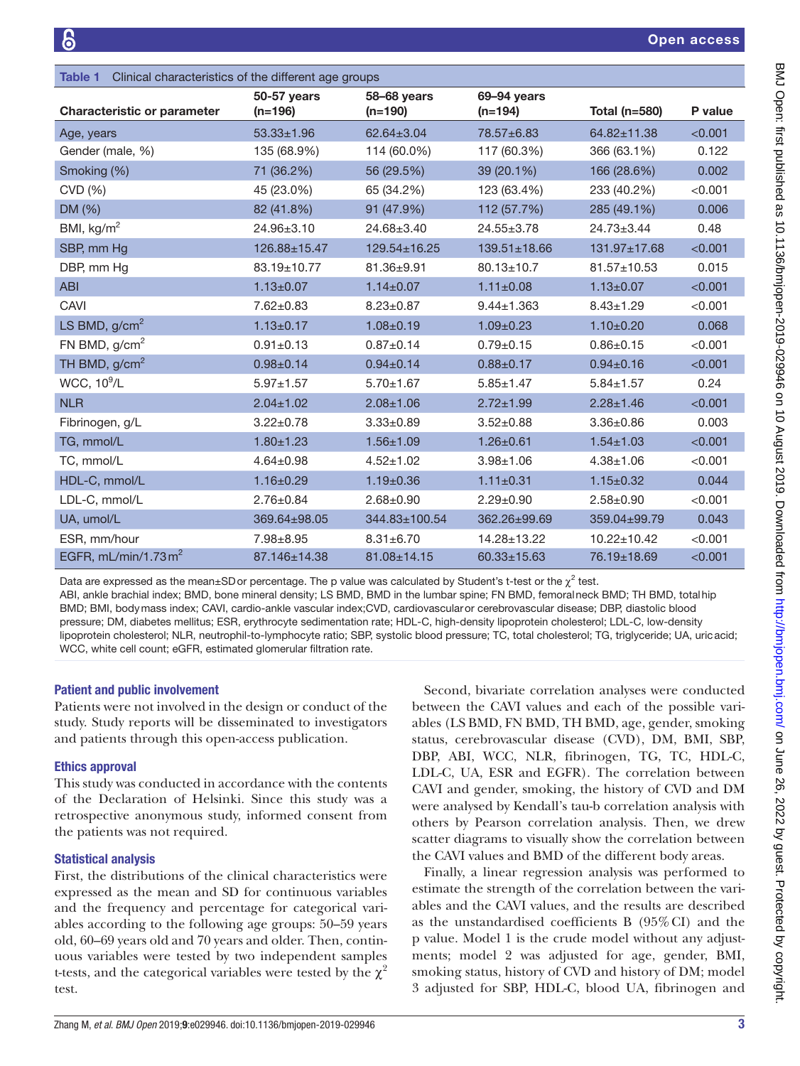Table 1 Clinical characteristics of the different age groups

| Characteristic or parameter | 50-57 years (n=196) | 58–68 years (n=190) | 69–94 years (n=194) | Total (n=580) | P value |
|---|---|---|---|---|---|
| Age, years | 53.33±1.96 | 62.64±3.04 | 78.57±6.83 | 64.82±11.38 | <0.001 |
| Gender (male, %) | 135 (68.9%) | 114 (60.0%) | 117 (60.3%) | 366 (63.1%) | 0.122 |
| Smoking (%) | 71 (36.2%) | 56 (29.5%) | 39 (20.1%) | 166 (28.6%) | 0.002 |
| CVD (%) | 45 (23.0%) | 65 (34.2%) | 123 (63.4%) | 233 (40.2%) | <0.001 |
| DM (%) | 82 (41.8%) | 91 (47.9%) | 112 (57.7%) | 285 (49.1%) | 0.006 |
| BMI, kg/m$^2$ | 24.96±3.10 | 24.68±3.40 | 24.55±3.78 | 24.73±3.44 | 0.48 |
| SBP, mm Hg | 126.88±15.47 | 129.54±16.25 | 139.51±18.66 | 131.97±17.68 | <0.001 |
| DBP, mm Hg | 83.19±10.77 | 81.36±9.91 | 80.13±10.7 | 81.57±10.53 | 0.015 |
| ABI | 1.13±0.07 | 1.14±0.07 | 1.11±0.08 | 1.13±0.07 | <0.001 |
| CAVI | 7.62±0.83 | 8.23±0.87 | 9.44±1.363 | 8.43±1.29 | <0.001 |
| LS BMD, g/cm$^2$ | 1.13±0.17 | 1.08±0.19 | 1.09±0.23 | 1.10±0.20 | 0.068 |
| FN BMD, g/cm$^2$ | 0.91±0.13 | 0.87±0.14 | 0.79±0.15 | 0.86±0.15 | <0.001 |
| TH BMD, g/cm$^2$ | 0.98±0.14 | 0.94±0.14 | 0.88±0.17 | 0.94±0.16 | <0.001 |
| WCC, 10$^9$/L | 5.97±1.57 | 5.70±1.67 | 5.85±1.47 | 5.84±1.57 | 0.24 |
| NLR | 2.04±1.02 | 2.08±1.06 | 2.72±1.99 | 2.28±1.46 | <0.001 |
| Fibrinogen, g/L | 3.22±0.78 | 3.33±0.89 | 3.52±0.88 | 3.36±0.86 | 0.003 |
| TG, mmol/L | 1.80±1.23 | 1.56±1.09 | 1.26±0.61 | 1.54±1.03 | <0.001 |
| TC, mmol/L | 4.64±0.98 | 4.52±1.02 | 3.98±1.06 | 4.38±1.06 | <0.001 |
| HDL-C, mmol/L | 1.16±0.29 | 1.19±0.36 | 1.11±0.31 | 1.15±0.32 | 0.044 |
| LDL-C, mmol/L | 2.76±0.84 | 2.68±0.90 | 2.29±0.90 | 2.58±0.90 | <0.001 |
| UA, umol/L | 369.64±98.05 | 344.83±100.54 | 362.26±99.69 | 359.04±99.79 | 0.043 |
| ESR, mm/hour | 7.98±8.95 | 8.31±6.70 | 14.28±13.22 | 10.22±10.42 | <0.001 |
| EGFR, mL/min/1.73 m$^2$ | 87.146±14.38 | 81.08±14.15 | 60.33±15.63 | 76.19±18.69 | <0.001 |

Data are expressed as the mean±SD or percentage. The p value was calculated by Student's t-test or the $\chi^2$ test.
ABI, ankle brachial index; BMD, bone mineral density; LS BMD, BMD in the lumbar spine; FN BMD, femoral neck BMD; TH BMD, total hip BMD; BMI, body mass index; CAVI, cardio-ankle vascular index;CVD, cardiovascular or cerebrovascular disease; DBP, diastolic blood pressure; DM, diabetes mellitus; ESR, erythrocyte sedimentation rate; HDL-C, high-density lipoprotein cholesterol; LDL-C, low-density lipoprotein cholesterol; NLR, neutrophil-to-lymphocyte ratio; SBP, systolic blood pressure; TC, total cholesterol; TG, triglyceride; UA, uric acid; WCC, white cell count; eGFR, estimated glomerular filtration rate.

## Patient and public involvement

Patients were not involved in the design or conduct of the study. Study reports will be disseminated to investigators and patients through this open-access publication.

## Ethics approval

This study was conducted in accordance with the contents of the Declaration of Helsinki. Since this study was a retrospective anonymous study, informed consent from the patients was not required.

## Statistical analysis

First, the distributions of the clinical characteristics were expressed as the mean and SD for continuous variables and the frequency and percentage for categorical variables according to the following age groups: 50–59 years old, 60–69 years old and 70 years and older. Then, continuous variables were tested by two independent samples t-tests, and the categorical variables were tested by the $\chi^2$ test.

Second, bivariate correlation analyses were conducted between the CAVI values and each of the possible variables (LS BMD, FN BMD, TH BMD, age, gender, smoking status, cerebrovascular disease (CVD), DM, BMI, SBP, DBP, ABI, WCC, NLR, fibrinogen, TG, TC, HDL-C, LDL-C, UA, ESR and EGFR). The correlation between CAVI and gender, smoking, the history of CVD and DM were analysed by Kendall's tau-b correlation analysis with others by Pearson correlation analysis. Then, we drew scatter diagrams to visually show the correlation between the CAVI values and BMD of the different body areas.

Finally, a linear regression analysis was performed to estimate the strength of the correlation between the variables and the CAVI values, and the results are described as the unstandardised coefficients B (95% CI) and the p value. Model 1 is the crude model without any adjustments; model 2 was adjusted for age, gender, BMI, smoking status, history of CVD and history of DM; model 3 adjusted for SBP, HDL-C, blood UA, fibrinogen and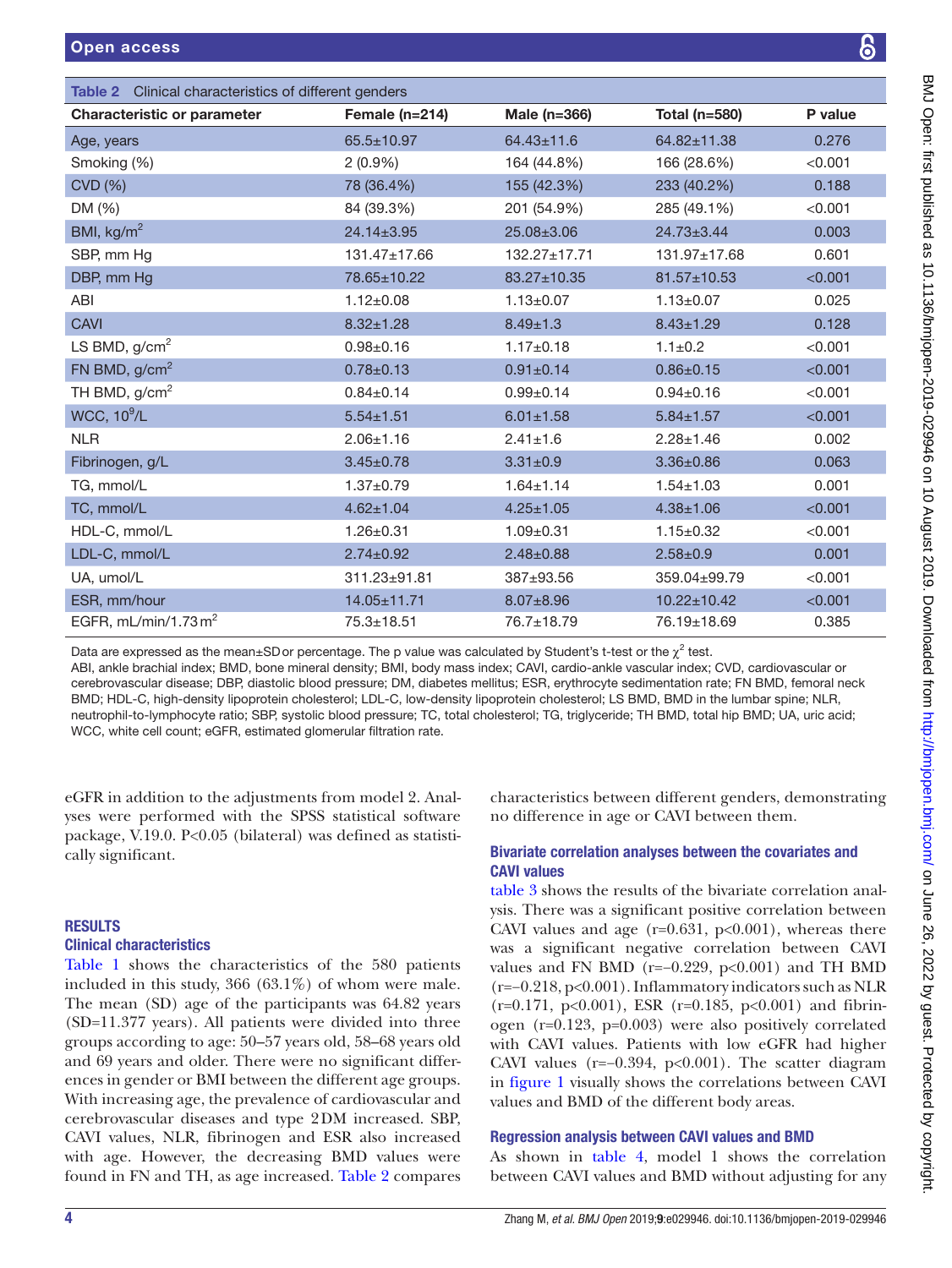**Table 2** Clinical characteristics of different genders

| Characteristic or parameter | Female (n=214) | Male (n=366) | Total (n=580) | P value |
|---|---|---|---|---|
| Age, years | 65.5±10.97 | 64.43±11.6 | 64.82±11.38 | 0.276 |
| Smoking (%) | 2 (0.9%) | 164 (44.8%) | 166 (28.6%) | <0.001 |
| CVD (%) | 78 (36.4%) | 155 (42.3%) | 233 (40.2%) | 0.188 |
| DM (%) | 84 (39.3%) | 201 (54.9%) | 285 (49.1%) | <0.001 |
| BMI, kg/m$^2$ | 24.14±3.95 | 25.08±3.06 | 24.73±3.44 | 0.003 |
| SBP, mm Hg | 131.47±17.66 | 132.27±17.71 | 131.97±17.68 | 0.601 |
| DBP, mm Hg | 78.65±10.22 | 83.27±10.35 | 81.57±10.53 | <0.001 |
| ABI | 1.12±0.08 | 1.13±0.07 | 1.13±0.07 | 0.025 |
| CAVI | 8.32±1.28 | 8.49±1.3 | 8.43±1.29 | 0.128 |
| LS BMD, g/cm$^2$ | 0.98±0.16 | 1.17±0.18 | 1.1±0.2 | <0.001 |
| FN BMD, g/cm$^2$ | 0.78±0.13 | 0.91±0.14 | 0.86±0.15 | <0.001 |
| TH BMD, g/cm$^2$ | 0.84±0.14 | 0.99±0.14 | 0.94±0.16 | <0.001 |
| WCC, $10^9$/L | 5.54±1.51 | 6.01±1.58 | 5.84±1.57 | <0.001 |
| NLR | 2.06±1.16 | 2.41±1.6 | 2.28±1.46 | 0.002 |
| Fibrinogen, g/L | 3.45±0.78 | 3.31±0.9 | 3.36±0.86 | 0.063 |
| TG, mmol/L | 1.37±0.79 | 1.64±1.14 | 1.54±1.03 | 0.001 |
| TC, mmol/L | 4.62±1.04 | 4.25±1.05 | 4.38±1.06 | <0.001 |
| HDL-C, mmol/L | 1.26±0.31 | 1.09±0.31 | 1.15±0.32 | <0.001 |
| LDL-C, mmol/L | 2.74±0.92 | 2.48±0.88 | 2.58±0.9 | 0.001 |
| UA, umol/L | 311.23±91.81 | 387±93.56 | 359.04±99.79 | <0.001 |
| ESR, mm/hour | 14.05±11.71 | 8.07±8.96 | 10.22±10.42 | <0.001 |
| EGFR, mL/min/1.73 m$^2$ | 75.3±18.51 | 76.7±18.79 | 76.19±18.69 | 0.385 |

Data are expressed as the mean±SD or percentage. The p value was calculated by Student's t-test or the $\chi^2$ test.
ABI, ankle brachial index; BMD, bone mineral density; BMI, body mass index; CAVI, cardio-ankle vascular index; CVD, cardiovascular or cerebrovascular disease; DBP, diastolic blood pressure; DM, diabetes mellitus; ESR, erythrocyte sedimentation rate; FN BMD, femoral neck BMD; HDL-C, high-density lipoprotein cholesterol; LDL-C, low-density lipoprotein cholesterol; LS BMD, BMD in the lumbar spine; NLR, neutrophil-to-lymphocyte ratio; SBP, systolic blood pressure; TC, total cholesterol; TG, triglyceride; TH BMD, total hip BMD; UA, uric acid; WCC, white cell count; eGFR, estimated glomerular filtration rate.

eGFR in addition to the adjustments from model 2. Analyses were performed with the SPSS statistical software package, V.19.0. P<0.05 (bilateral) was defined as statistically significant.

## RESULTS

### Clinical characteristics

Table 1 shows the characteristics of the 580 patients included in this study, 366 (63.1%) of whom were male. The mean (SD) age of the participants was 64.82 years (SD=11.377 years). All patients were divided into three groups according to age: 50–57 years old, 58–68 years old and 69 years and older. There were no significant differences in gender or BMI between the different age groups. With increasing age, the prevalence of cardiovascular and cerebrovascular diseases and type 2 DM increased. SBP, CAVI values, NLR, fibrinogen and ESR also increased with age. However, the decreasing BMD values were found in FN and TH, as age increased. Table 2 compares characteristics between different genders, demonstrating no difference in age or CAVI between them.

### Bivariate correlation analyses between the covariates and CAVI values

table 3 shows the results of the bivariate correlation analysis. There was a significant positive correlation between CAVI values and age (r=0.631, p<0.001), whereas there was a significant negative correlation between CAVI values and FN BMD (r=−0.229, p<0.001) and TH BMD (r=−0.218, p<0.001). Inflammatory indicators such as NLR (r=0.171, p<0.001), ESR (r=0.185, p<0.001) and fibrinogen (r=0.123, p=0.003) were also positively correlated with CAVI values. Patients with low eGFR had higher CAVI values (r=−0.394, p<0.001). The scatter diagram in figure 1 visually shows the correlations between CAVI values and BMD of the different body areas.

### Regression analysis between CAVI values and BMD

As shown in table 4, model 1 shows the correlation between CAVI values and BMD without adjusting for any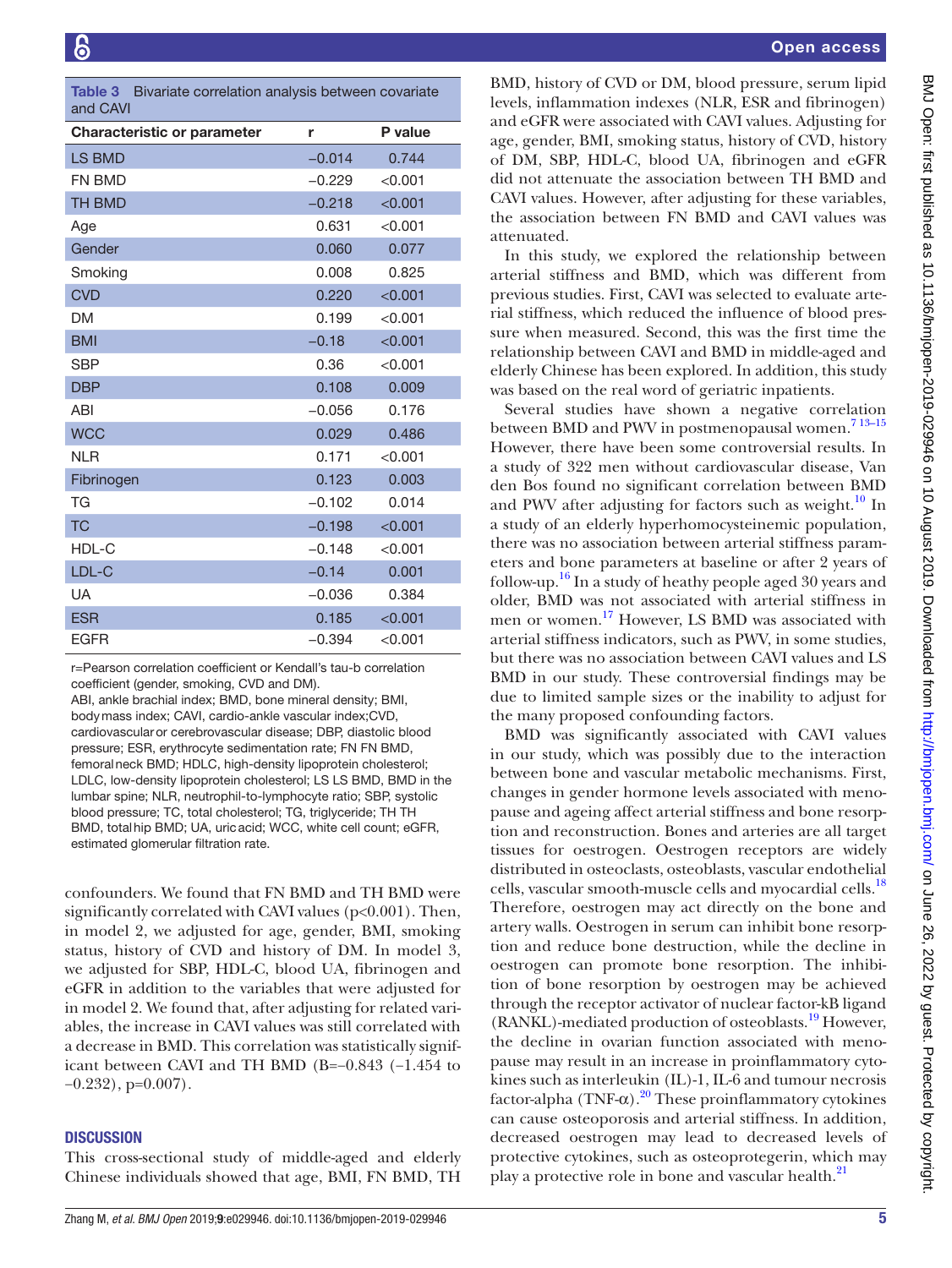**Table 3** Bivariate correlation analysis between covariate and CAVI

| Characteristic or parameter | r | P value |
|---|---|---|
| LS BMD | −0.014 | 0.744 |
| FN BMD | −0.229 | <0.001 |
| TH BMD | −0.218 | <0.001 |
| Age | 0.631 | <0.001 |
| Gender | 0.060 | 0.077 |
| Smoking | 0.008 | 0.825 |
| CVD | 0.220 | <0.001 |
| DM | 0.199 | <0.001 |
| BMI | −0.18 | <0.001 |
| SBP | 0.36 | <0.001 |
| DBP | 0.108 | 0.009 |
| ABI | −0.056 | 0.176 |
| WCC | 0.029 | 0.486 |
| NLR | 0.171 | <0.001 |
| Fibrinogen | 0.123 | 0.003 |
| TG | −0.102 | 0.014 |
| TC | −0.198 | <0.001 |
| HDL-C | −0.148 | <0.001 |
| LDL-C | −0.14 | 0.001 |
| UA | −0.036 | 0.384 |
| ESR | 0.185 | <0.001 |
| EGFR | −0.394 | <0.001 |

r=Pearson correlation coefficient or Kendall's tau-b correlation coefficient (gender, smoking, CVD and DM).
ABI, ankle brachial index; BMD, bone mineral density; BMI, body mass index; CAVI, cardio-ankle vascular index;CVD, cardiovascular or cerebrovascular disease; DBP, diastolic blood pressure; ESR, erythrocyte sedimentation rate; FN FN BMD, femoral neck BMD; HDLC, high-density lipoprotein cholesterol; LDLC, low-density lipoprotein cholesterol; LS LS BMD, BMD in the lumbar spine; NLR, neutrophil-to-lymphocyte ratio; SBP, systolic blood pressure; TC, total cholesterol; TG, triglyceride; TH TH BMD, total hip BMD; UA, uric acid; WCC, white cell count; eGFR, estimated glomerular filtration rate.

confounders. We found that FN BMD and TH BMD were significantly correlated with CAVI values (p<0.001). Then, in model 2, we adjusted for age, gender, BMI, smoking status, history of CVD and history of DM. In model 3, we adjusted for SBP, HDL-C, blood UA, fibrinogen and eGFR in addition to the variables that were adjusted for in model 2. We found that, after adjusting for related variables, the increase in CAVI values was still correlated with a decrease in BMD. This correlation was statistically significant between CAVI and TH BMD (B=−0.843 (−1.454 to −0.232), p=0.007).

## DISCUSSION

This cross-sectional study of middle-aged and elderly Chinese individuals showed that age, BMI, FN BMD, TH BMD, history of CVD or DM, blood pressure, serum lipid levels, inflammation indexes (NLR, ESR and fibrinogen) and eGFR were associated with CAVI values. Adjusting for age, gender, BMI, smoking status, history of CVD, history of DM, SBP, HDL-C, blood UA, fibrinogen and eGFR did not attenuate the association between TH BMD and CAVI values. However, after adjusting for these variables, the association between FN BMD and CAVI values was attenuated.

In this study, we explored the relationship between arterial stiffness and BMD, which was different from previous studies. First, CAVI was selected to evaluate arterial stiffness, which reduced the influence of blood pressure when measured. Second, this was the first time the relationship between CAVI and BMD in middle-aged and elderly Chinese has been explored. In addition, this study was based on the real word of geriatric inpatients.

Several studies have shown a negative correlation between BMD and PWV in postmenopausal women.[7 13–15] However, there have been some controversial results. In a study of 322 men without cardiovascular disease, Van den Bos found no significant correlation between BMD and PWV after adjusting for factors such as weight.[10] In a study of an elderly hyperhomocysteinemic population, there was no association between arterial stiffness parameters and bone parameters at baseline or after 2 years of follow-up.[16] In a study of heathy people aged 30 years and older, BMD was not associated with arterial stiffness in men or women.[17] However, LS BMD was associated with arterial stiffness indicators, such as PWV, in some studies, but there was no association between CAVI values and LS BMD in our study. These controversial findings may be due to limited sample sizes or the inability to adjust for the many proposed confounding factors.

BMD was significantly associated with CAVI values in our study, which was possibly due to the interaction between bone and vascular metabolic mechanisms. First, changes in gender hormone levels associated with menopause and ageing affect arterial stiffness and bone resorption and reconstruction. Bones and arteries are all target tissues for oestrogen. Oestrogen receptors are widely distributed in osteoclasts, osteoblasts, vascular endothelial cells, vascular smooth-muscle cells and myocardial cells.[18] Therefore, oestrogen may act directly on the bone and artery walls. Oestrogen in serum can inhibit bone resorption and reduce bone destruction, while the decline in oestrogen can promote bone resorption. The inhibition of bone resorption by oestrogen may be achieved through the receptor activator of nuclear factor-kB ligand (RANKL)-mediated production of osteoblasts.[19] However, the decline in ovarian function associated with menopause may result in an increase in proinflammatory cytokines such as interleukin (IL)-1, IL-6 and tumour necrosis factor-alpha (TNF-α).[20] These proinflammatory cytokines can cause osteoporosis and arterial stiffness. In addition, decreased oestrogen may lead to decreased levels of protective cytokines, such as osteoprotegerin, which may play a protective role in bone and vascular health.[21]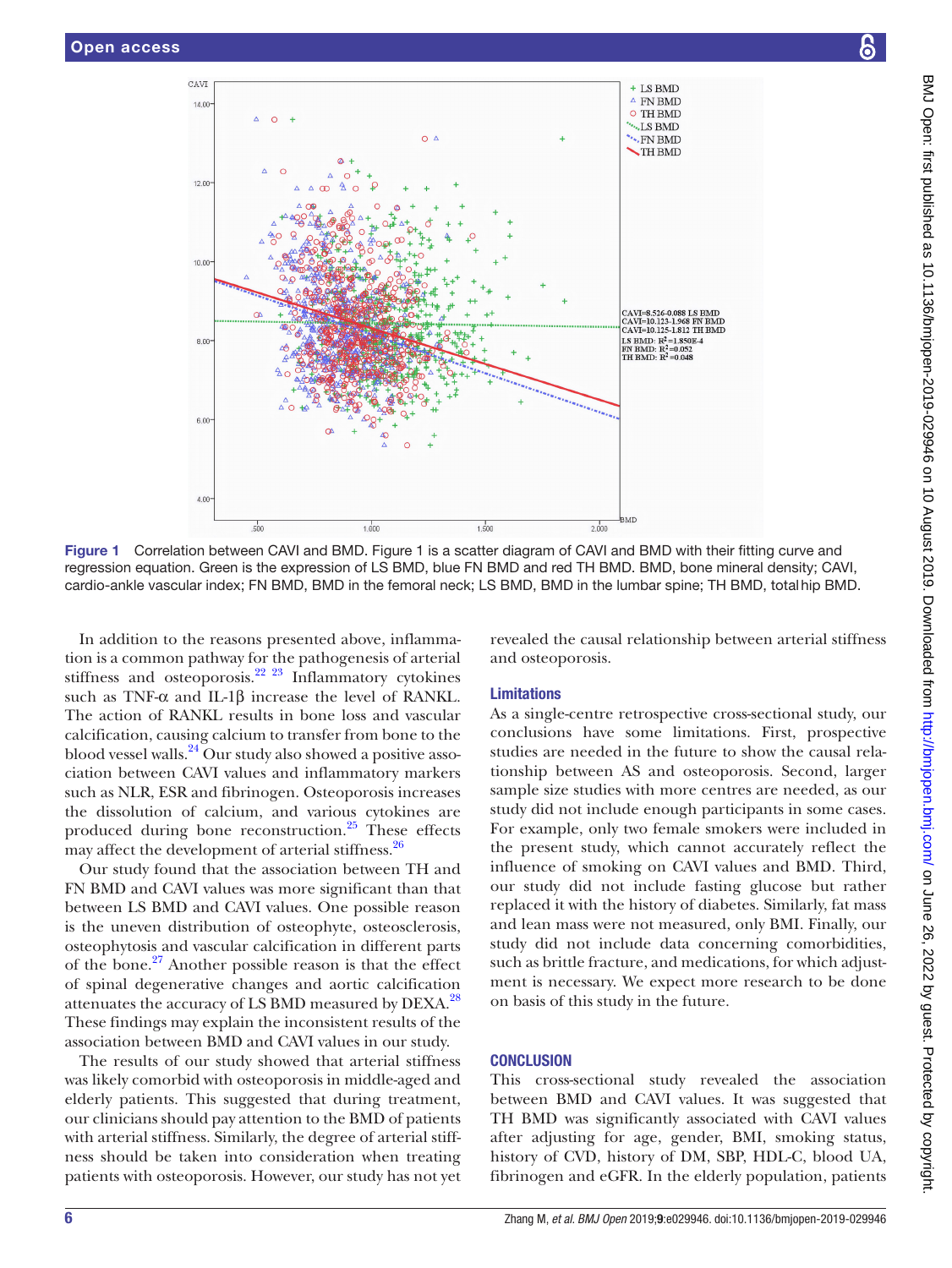Figure 1 Correlation between CAVI and BMD. Figure 1 is a scatter diagram of CAVI and BMD with their fitting curve and regression equation. Green is the expression of LS BMD, blue FN BMD and red TH BMD. BMD, bone mineral density; CAVI, cardio-ankle vascular index; FN BMD, BMD in the femoral neck; LS BMD, BMD in the lumbar spine; TH BMD, total hip BMD.

In addition to the reasons presented above, inflammation is a common pathway for the pathogenesis of arterial stiffness and osteoporosis.[22 23] Inflammatory cytokines such as TNF-α and IL-1β increase the level of RANKL. The action of RANKL results in bone loss and vascular calcification, causing calcium to transfer from bone to the blood vessel walls.[24] Our study also showed a positive association between CAVI values and inflammatory markers such as NLR, ESR and fibrinogen. Osteoporosis increases the dissolution of calcium, and various cytokines are produced during bone reconstruction.[25] These effects may affect the development of arterial stiffness.[26]

Our study found that the association between TH and FN BMD and CAVI values was more significant than that between LS BMD and CAVI values. One possible reason is the uneven distribution of osteophyte, osteosclerosis, osteophytosis and vascular calcification in different parts of the bone.[27] Another possible reason is that the effect of spinal degenerative changes and aortic calcification attenuates the accuracy of LS BMD measured by DEXA.[28] These findings may explain the inconsistent results of the association between BMD and CAVI values in our study.

The results of our study showed that arterial stiffness was likely comorbid with osteoporosis in middle-aged and elderly patients. This suggested that during treatment, our clinicians should pay attention to the BMD of patients with arterial stiffness. Similarly, the degree of arterial stiffness should be taken into consideration when treating patients with osteoporosis. However, our study has not yet revealed the causal relationship between arterial stiffness and osteoporosis.

## Limitations

As a single-centre retrospective cross-sectional study, our conclusions have some limitations. First, prospective studies are needed in the future to show the causal relationship between AS and osteoporosis. Second, larger sample size studies with more centres are needed, as our study did not include enough participants in some cases. For example, only two female smokers were included in the present study, which cannot accurately reflect the influence of smoking on CAVI values and BMD. Third, our study did not include fasting glucose but rather replaced it with the history of diabetes. Similarly, fat mass and lean mass were not measured, only BMI. Finally, our study did not include data concerning comorbidities, such as brittle fracture, and medications, for which adjustment is necessary. We expect more research to be done on basis of this study in the future.

## CONCLUSION

This cross-sectional study revealed the association between BMD and CAVI values. It was suggested that TH BMD was significantly associated with CAVI values after adjusting for age, gender, BMI, smoking status, history of CVD, history of DM, SBP, HDL-C, blood UA, fibrinogen and eGFR. In the elderly population, patients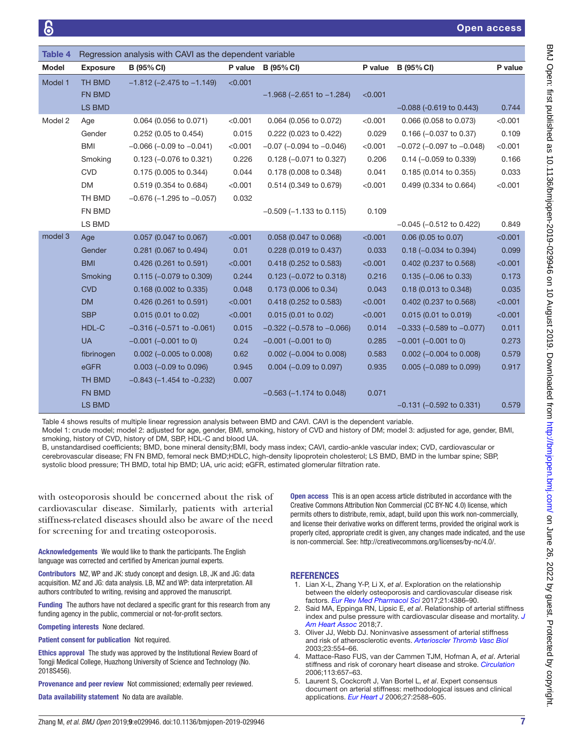**Table 4** Regression analysis with CAVI as the dependent variable

| Model | Exposure | B (95% CI) | P value | B (95% CI) | P value | B (95% CI) | P value |
|---|---|---|---|---|---|---|---|
| Model 1 | TH BMD | −1.812 (−2.475 to −1.149) | <0.001 | | | | |
| | FN BMD | | | −1.968 (−2.651 to −1.284) | <0.001 | | |
| | LS BMD | | | | | −0.088 (-0.619 to 0.443) | 0.744 |
| Model 2 | Age | 0.064 (0.056 to 0.071) | <0.001 | 0.064 (0.056 to 0.072) | <0.001 | 0.066 (0.058 to 0.073) | <0.001 |
| | Gender | 0.252 (0.05 to 0.454) | 0.015 | 0.222 (0.023 to 0.422) | 0.029 | 0.166 (−0.037 to 0.37) | 0.109 |
| | BMI | −0.066 (−0.09 to −0.041) | <0.001 | −0.07 (−0.094 to −0.046) | <0.001 | −0.072 (−0.097 to −0.048) | <0.001 |
| | Smoking | 0.123 (−0.076 to 0.321) | 0.226 | 0.128 (−0.071 to 0.327) | 0.206 | 0.14 (−0.059 to 0.339) | 0.166 |
| | CVD | 0.175 (0.005 to 0.344) | 0.044 | 0.178 (0.008 to 0.348) | 0.041 | 0.185 (0.014 to 0.355) | 0.033 |
| | DM | 0.519 (0.354 to 0.684) | <0.001 | 0.514 (0.349 to 0.679) | <0.001 | 0.499 (0.334 to 0.664) | <0.001 |
| | TH BMD | −0.676 (−1.295 to −0.057) | 0.032 | | | | |
| | FN BMD | | | −0.509 (−1.133 to 0.115) | 0.109 | | |
| | LS BMD | | | | | −0.045 (−0.512 to 0.422) | 0.849 |
| model 3 | Age | 0.057 (0.047 to 0.067) | <0.001 | 0.058 (0.047 to 0.068) | <0.001 | 0.06 (0.05 to 0.07) | <0.001 |
| | Gender | 0.281 (0.067 to 0.494) | 0.01 | 0.228 (0.019 to 0.437) | 0.033 | 0.18 (−0.034 to 0.394) | 0.099 |
| | BMI | 0.426 (0.261 to 0.591) | <0.001 | 0.418 (0.252 to 0.583) | <0.001 | 0.402 (0.237 to 0.568) | <0.001 |
| | Smoking | 0.115 (−0.079 to 0.309) | 0.244 | 0.123 (−0.072 to 0.318) | 0.216 | 0.135 (−0.06 to 0.33) | 0.173 |
| | CVD | 0.168 (0.002 to 0.335) | 0.048 | 0.173 (0.006 to 0.34) | 0.043 | 0.18 (0.013 to 0.348) | 0.035 |
| | DM | 0.426 (0.261 to 0.591) | <0.001 | 0.418 (0.252 to 0.583) | <0.001 | 0.402 (0.237 to 0.568) | <0.001 |
| | SBP | 0.015 (0.01 to 0.02) | <0.001 | 0.015 (0.01 to 0.02) | <0.001 | 0.015 (0.01 to 0.019) | <0.001 |
| | HDL-C | −0.316 (−0.571 to -0.061) | 0.015 | −0.322 (−0.578 to −0.066) | 0.014 | −0.333 (−0.589 to −0.077) | 0.011 |
| | UA | −0.001 (−0.001 to 0) | 0.24 | −0.001 (−0.001 to 0) | 0.285 | −0.001 (−0.001 to 0) | 0.273 |
| | fibrinogen | 0.002 (−0.005 to 0.008) | 0.62 | 0.002 (−0.004 to 0.008) | 0.583 | 0.002 (−0.004 to 0.008) | 0.579 |
| | eGFR | 0.003 (−0.09 to 0.096) | 0.945 | 0.004 (−0.09 to 0.097) | 0.935 | 0.005 (−0.089 to 0.099) | 0.917 |
| | TH BMD | −0.843 (−1.454 to -0.232) | 0.007 | | | | |
| | FN BMD | | | −0.563 (−1.174 to 0.048) | 0.071 | | |
| | LS BMD | | | | | −0.131 (−0.592 to 0.331) | 0.579 |

Table 4 shows results of multiple linear regression analysis between BMD and CAVI. CAVI is the dependent variable.

Model 1: crude model; model 2: adjusted for age, gender, BMI, smoking, history of CVD and history of DM; model 3: adjusted for age, gender, BMI, smoking, history of CVD, history of DM, SBP, HDL-C and blood UA.

B, unstandardised coefficients; BMD, bone mineral density;BMI, body mass index; CAVI, cardio-ankle vascular index; CVD, cardiovascular or cerebrovascular disease; FN FN BMD, femoral neck BMD;HDLC, high-density lipoprotein cholesterol; LS BMD, BMD in the lumbar spine; SBP, systolic blood pressure; TH BMD, total hip BMD; UA, uric acid; eGFR, estimated glomerular filtration rate.

with osteoporosis should be concerned about the risk of cardiovascular disease. Similarly, patients with arterial stiffness-related diseases should also be aware of the need for screening for and treating osteoporosis.

**Acknowledgements** We would like to thank the participants. The English language was corrected and certified by American journal experts.

**Contributors** MZ, WP and JK: study concept and design. LB, JK and JG: data acquisition. MZ and JG: data analysis. LB, MZ and WP: data interpretation. All authors contributed to writing, revising and approved the manuscript.

**Funding** The authors have not declared a specific grant for this research from any funding agency in the public, commercial or not-for-profit sectors.

**Competing interests** None declared.

**Patient consent for publication** Not required.

**Ethics approval** The study was approved by the Institutional Review Board of Tongji Medical College, Huazhong University of Science and Technology (No. 2018S456).

**Provenance and peer review** Not commissioned; externally peer reviewed.

**Data availability statement** No data are available.

**Open access** This is an open access article distributed in accordance with the Creative Commons Attribution Non Commercial (CC BY-NC 4.0) license, which permits others to distribute, remix, adapt, build upon this work non-commercially, and license their derivative works on different terms, provided the original work is properly cited, appropriate credit is given, any changes made indicated, and the use is non-commercial. See: http://creativecommons.org/licenses/by-nc/4.0/.

## REFERENCES

1. Lian X-L, Zhang Y-P, Li X, *et al*. Exploration on the relationship between the elderly osteoporosis and cardiovascular disease risk factors. *Eur Rev Med Pharmacol Sci* 2017;21:4386–90.
2. Said MA, Eppinga RN, Lipsic E, *et al*. Relationship of arterial stiffness index and pulse pressure with cardiovascular disease and mortality. *J Am Heart Assoc* 2018;7.
3. Oliver JJ, Webb DJ. Noninvasive assessment of arterial stiffness and risk of atherosclerotic events. *Arterioscler Thromb Vasc Biol* 2003;23:554–66.
4. Mattace-Raso FUS, van der Cammen TJM, Hofman A, *et al*. Arterial stiffness and risk of coronary heart disease and stroke. *Circulation* 2006;113:657–63.
5. Laurent S, Cockcroft J, Van Bortel L, *et al*. Expert consensus document on arterial stiffness: methodological issues and clinical applications. *Eur Heart J* 2006;27:2588–605.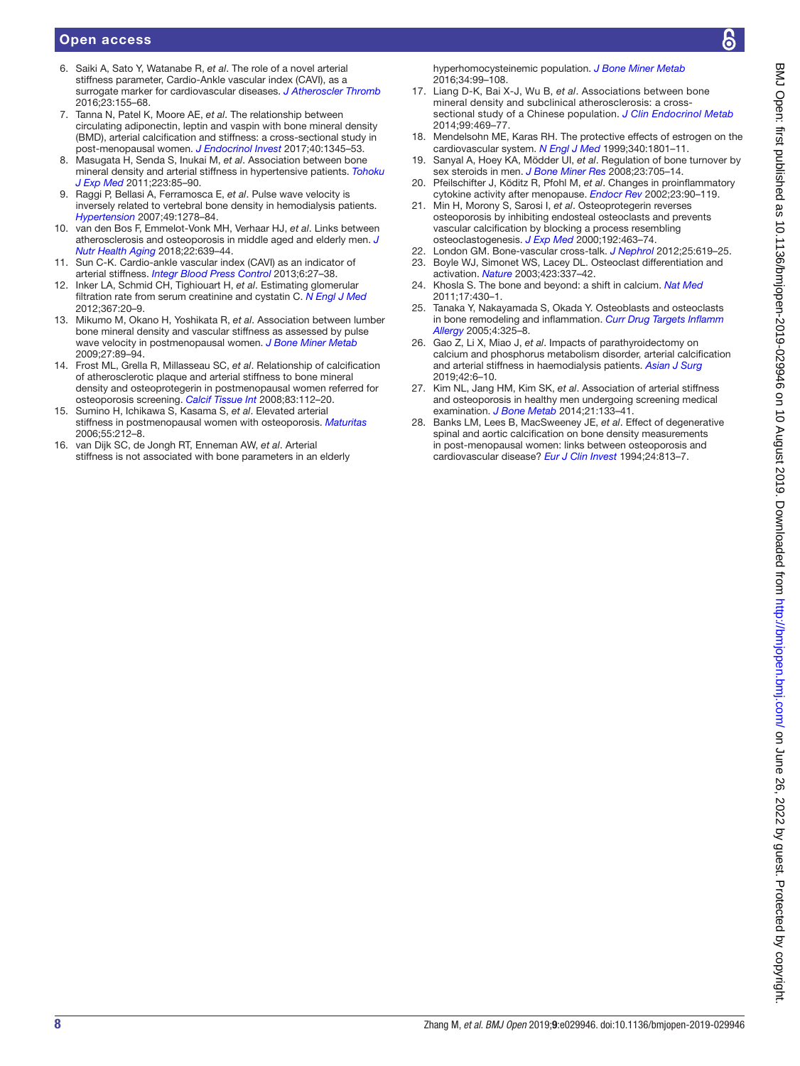6. Saiki A, Sato Y, Watanabe R, *et al*. The role of a novel arterial stiffness parameter, Cardio-Ankle vascular index (CAVI), as a surrogate marker for cardiovascular diseases. *J Atheroscler Thromb* 2016;23:155–68.
7. Tanna N, Patel K, Moore AE, *et al*. The relationship between circulating adiponectin, leptin and vaspin with bone mineral density (BMD), arterial calcification and stiffness: a cross-sectional study in post-menopausal women. *J Endocrinol Invest* 2017;40:1345–53.
8. Masugata H, Senda S, Inukai M, *et al*. Association between bone mineral density and arterial stiffness in hypertensive patients. *Tohoku J Exp Med* 2011;223:85–90.
9. Raggi P, Bellasi A, Ferramosca E, *et al*. Pulse wave velocity is inversely related to vertebral bone density in hemodialysis patients. *Hypertension* 2007;49:1278–84.
10. van den Bos F, Emmelot-Vonk MH, Verhaar HJ, *et al*. Links between atherosclerosis and osteoporosis in middle aged and elderly men. *J Nutr Health Aging* 2018;22:639–44.
11. Sun C-K. Cardio-ankle vascular index (CAVI) as an indicator of arterial stiffness. *Integr Blood Press Control* 2013;6:27–38.
12. Inker LA, Schmid CH, Tighiouart H, *et al*. Estimating glomerular filtration rate from serum creatinine and cystatin C. *N Engl J Med* 2012;367:20–9.
13. Mikumo M, Okano H, Yoshikata R, *et al*. Association between lumber bone mineral density and vascular stiffness as assessed by pulse wave velocity in postmenopausal women. *J Bone Miner Metab* 2009;27:89–94.
14. Frost ML, Grella R, Millasseau SC, *et al*. Relationship of calcification of atherosclerotic plaque and arterial stiffness to bone mineral density and osteoprotegerin in postmenopausal women referred for osteoporosis screening. *Calcif Tissue Int* 2008;83:112–20.
15. Sumino H, Ichikawa S, Kasama S, *et al*. Elevated arterial stiffness in postmenopausal women with osteoporosis. *Maturitas* 2006;55:212–8.
16. van Dijk SC, de Jongh RT, Enneman AW, *et al*. Arterial stiffness is not associated with bone parameters in an elderly hyperhomocysteinemic population. *J Bone Miner Metab* 2016;34:99–108.
17. Liang D-K, Bai X-J, Wu B, *et al*. Associations between bone mineral density and subclinical atherosclerosis: a cross-sectional study of a Chinese population. *J Clin Endocrinol Metab* 2014;99:469–77.
18. Mendelsohn ME, Karas RH. The protective effects of estrogen on the cardiovascular system. *N Engl J Med* 1999;340:1801–11.
19. Sanyal A, Hoey KA, Mödder UI, *et al*. Regulation of bone turnover by sex steroids in men. *J Bone Miner Res* 2008;23:705–14.
20. Pfeilschifter J, Köditz R, Pfohl M, *et al*. Changes in proinflammatory cytokine activity after menopause. *Endocr Rev* 2002;23:90–119.
21. Min H, Morony S, Sarosi I, *et al*. Osteoprotegerin reverses osteoporosis by inhibiting endosteal osteoclasts and prevents vascular calcification by blocking a process resembling osteoclastogenesis. *J Exp Med* 2000;192:463–74.
22. London GM. Bone-vascular cross-talk. *J Nephrol* 2012;25:619–25.
23. Boyle WJ, Simonet WS, Lacey DL. Osteoclast differentiation and activation. *Nature* 2003;423:337–42.
24. Khosla S. The bone and beyond: a shift in calcium. *Nat Med* 2011;17:430–1.
25. Tanaka Y, Nakayamada S, Okada Y. Osteoblasts and osteoclasts in bone remodeling and inflammation. *Curr Drug Targets Inflamm Allergy* 2005;4:325–8.
26. Gao Z, Li X, Miao J, *et al*. Impacts of parathyroidectomy on calcium and phosphorus metabolism disorder, arterial calcification and arterial stiffness in haemodialysis patients. *Asian J Surg* 2019;42:6–10.
27. Kim NL, Jang HM, Kim SK, *et al*. Association of arterial stiffness and osteoporosis in healthy men undergoing screening medical examination. *J Bone Metab* 2014;21:133–41.
28. Banks LM, Lees B, MacSweeney JE, *et al*. Effect of degenerative spinal and aortic calcification on bone density measurements in post-menopausal women: links between osteoporosis and cardiovascular disease? *Eur J Clin Invest* 1994;24:813–7.